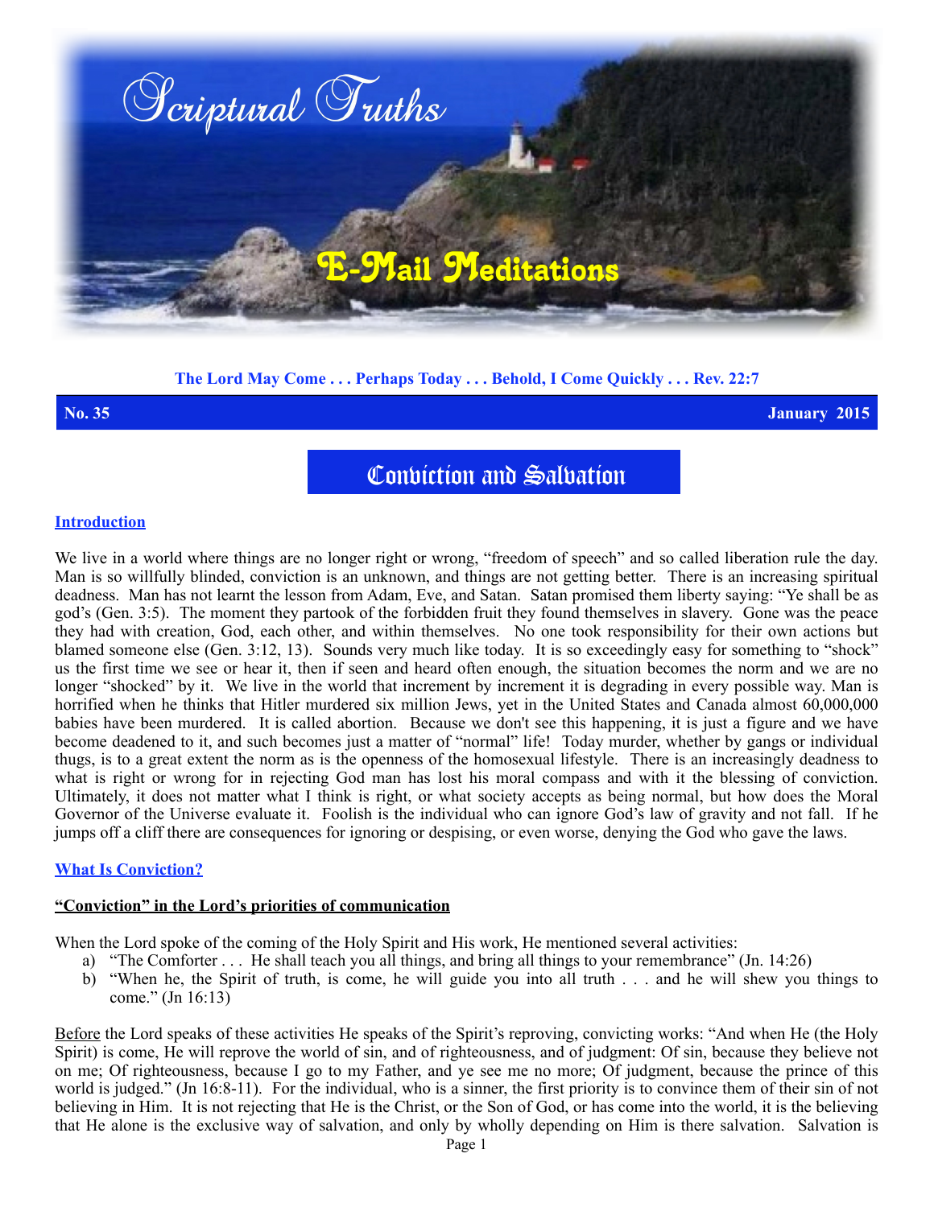# Scriptural Truths

## E-Mail Meditations

**The Lord May Come . . . Perhaps Today . . . Behold, I Come Quickly . . . Rev. 22:7**

**No. 35** **January 2015**

# Conviction and Salvation

## Introduction

We live in a world where things are no longer right or wrong, "freedom of speech" and so called liberation rule the day. Man is so willfully blinded, conviction is an unknown, and things are not getting better. There is an increasing spiritual deadness. Man has not learnt the lesson from Adam, Eve, and Satan. Satan promised them liberty saying: "Ye shall be as god's (Gen. 3:5). The moment they partook of the forbidden fruit they found themselves in slavery. Gone was the peace they had with creation, God, each other, and within themselves. No one took responsibility for their own actions but blamed someone else (Gen. 3:12, 13). Sounds very much like today. It is so exceedingly easy for something to "shock" us the first time we see or hear it, then if seen and heard often enough, the situation becomes the norm and we are no longer "shocked" by it. We live in the world that increment by increment it is degrading in every possible way. Man is horrified when he thinks that Hitler murdered six million Jews, yet in the United States and Canada almost 60,000,000 babies have been murdered. It is called abortion. Because we don't see this happening, it is just a figure and we have become deadened to it, and such becomes just a matter of "normal" life! Today murder, whether by gangs or individual thugs, is to a great extent the norm as is the openness of the homosexual lifestyle. There is an increasingly deadness to what is right or wrong for in rejecting God man has lost his moral compass and with it the blessing of conviction. Ultimately, it does not matter what I think is right, or what society accepts as being normal, but how does the Moral Governor of the Universe evaluate it. Foolish is the individual who can ignore God's law of gravity and not fall. If he jumps off a cliff there are consequences for ignoring or despising, or even worse, denying the God who gave the laws.

## What Is Conviction?

### "Conviction" in the Lord's priorities of communication

When the Lord spoke of the coming of the Holy Spirit and His work, He mentioned several activities:

a) "The Comforter . . . He shall teach you all things, and bring all things to your remembrance" (Jn. 14:26)
b) "When he, the Spirit of truth, is come, he will guide you into all truth . . . and he will shew you things to come." (Jn 16:13)

Before the Lord speaks of these activities He speaks of the Spirit's reproving, convicting works: "And when He (the Holy Spirit) is come, He will reprove the world of sin, and of righteousness, and of judgment: Of sin, because they believe not on me; Of righteousness, because I go to my Father, and ye see me no more; Of judgment, because the prince of this world is judged." (Jn 16:8-11). For the individual, who is a sinner, the first priority is to convince them of their sin of not believing in Him. It is not rejecting that He is the Christ, or the Son of God, or has come into the world, it is the believing that He alone is the exclusive way of salvation, and only by wholly depending on Him is there salvation. Salvation is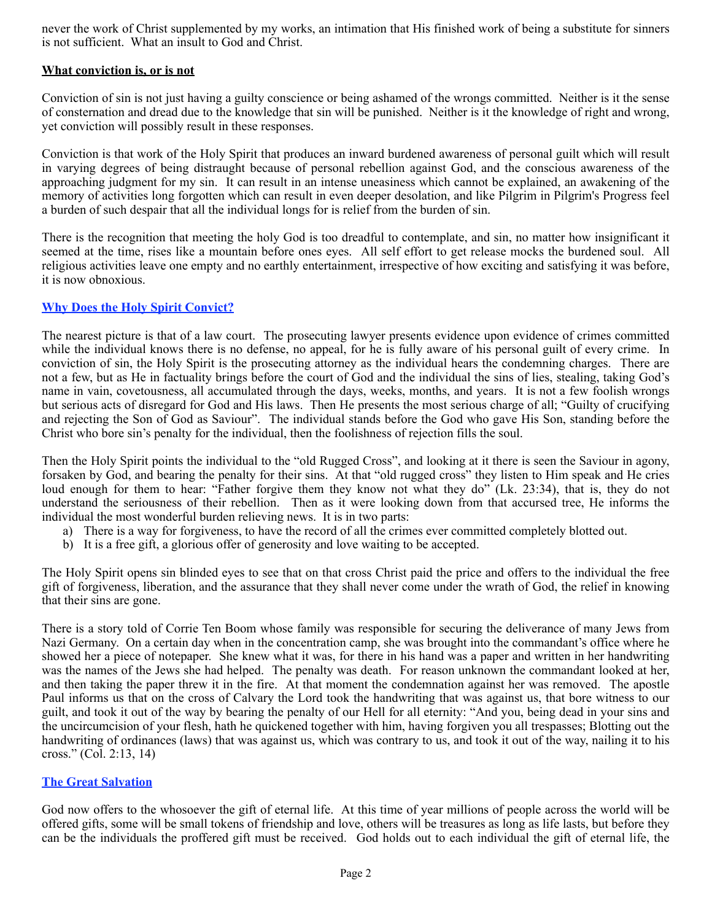never the work of Christ supplemented by my works, an intimation that His finished work of being a substitute for sinners is not sufficient. What an insult to God and Christ.

**What conviction is, or is not**

Conviction of sin is not just having a guilty conscience or being ashamed of the wrongs committed. Neither is it the sense of consternation and dread due to the knowledge that sin will be punished. Neither is it the knowledge of right and wrong, yet conviction will possibly result in these responses.

Conviction is that work of the Holy Spirit that produces an inward burdened awareness of personal guilt which will result in varying degrees of being distraught because of personal rebellion against God, and the conscious awareness of the approaching judgment for my sin. It can result in an intense uneasiness which cannot be explained, an awakening of the memory of activities long forgotten which can result in even deeper desolation, and like Pilgrim in Pilgrim's Progress feel a burden of such despair that all the individual longs for is relief from the burden of sin.

There is the recognition that meeting the holy God is too dreadful to contemplate, and sin, no matter how insignificant it seemed at the time, rises like a mountain before ones eyes. All self effort to get release mocks the burdened soul. All religious activities leave one empty and no earthly entertainment, irrespective of how exciting and satisfying it was before, it is now obnoxious.

**Why Does the Holy Spirit Convict?**

The nearest picture is that of a law court. The prosecuting lawyer presents evidence upon evidence of crimes committed while the individual knows there is no defense, no appeal, for he is fully aware of his personal guilt of every crime. In conviction of sin, the Holy Spirit is the prosecuting attorney as the individual hears the condemning charges. There are not a few, but as He in factuality brings before the court of God and the individual the sins of lies, stealing, taking God's name in vain, covetousness, all accumulated through the days, weeks, months, and years. It is not a few foolish wrongs but serious acts of disregard for God and His laws. Then He presents the most serious charge of all; "Guilty of crucifying and rejecting the Son of God as Saviour". The individual stands before the God who gave His Son, standing before the Christ who bore sin's penalty for the individual, then the foolishness of rejection fills the soul.

Then the Holy Spirit points the individual to the "old Rugged Cross", and looking at it there is seen the Saviour in agony, forsaken by God, and bearing the penalty for their sins. At that "old rugged cross" they listen to Him speak and He cries loud enough for them to hear: "Father forgive them they know not what they do" (Lk. 23:34), that is, they do not understand the seriousness of their rebellion. Then as it were looking down from that accursed tree, He informs the individual the most wonderful burden relieving news. It is in two parts:

a) There is a way for forgiveness, to have the record of all the crimes ever committed completely blotted out.
b) It is a free gift, a glorious offer of generosity and love waiting to be accepted.

The Holy Spirit opens sin blinded eyes to see that on that cross Christ paid the price and offers to the individual the free gift of forgiveness, liberation, and the assurance that they shall never come under the wrath of God, the relief in knowing that their sins are gone.

There is a story told of Corrie Ten Boom whose family was responsible for securing the deliverance of many Jews from Nazi Germany. On a certain day when in the concentration camp, she was brought into the commandant's office where he showed her a piece of notepaper. She knew what it was, for there in his hand was a paper and written in her handwriting was the names of the Jews she had helped. The penalty was death. For reason unknown the commandant looked at her, and then taking the paper threw it in the fire. At that moment the condemnation against her was removed. The apostle Paul informs us that on the cross of Calvary the Lord took the handwriting that was against us, that bore witness to our guilt, and took it out of the way by bearing the penalty of our Hell for all eternity: "And you, being dead in your sins and the uncircumcision of your flesh, hath he quickened together with him, having forgiven you all trespasses; Blotting out the handwriting of ordinances (laws) that was against us, which was contrary to us, and took it out of the way, nailing it to his cross." (Col. 2:13, 14)

**The Great Salvation**

God now offers to the whosoever the gift of eternal life. At this time of year millions of people across the world will be offered gifts, some will be small tokens of friendship and love, others will be treasures as long as life lasts, but before they can be the individuals the proffered gift must be received. God holds out to each individual the gift of eternal life, the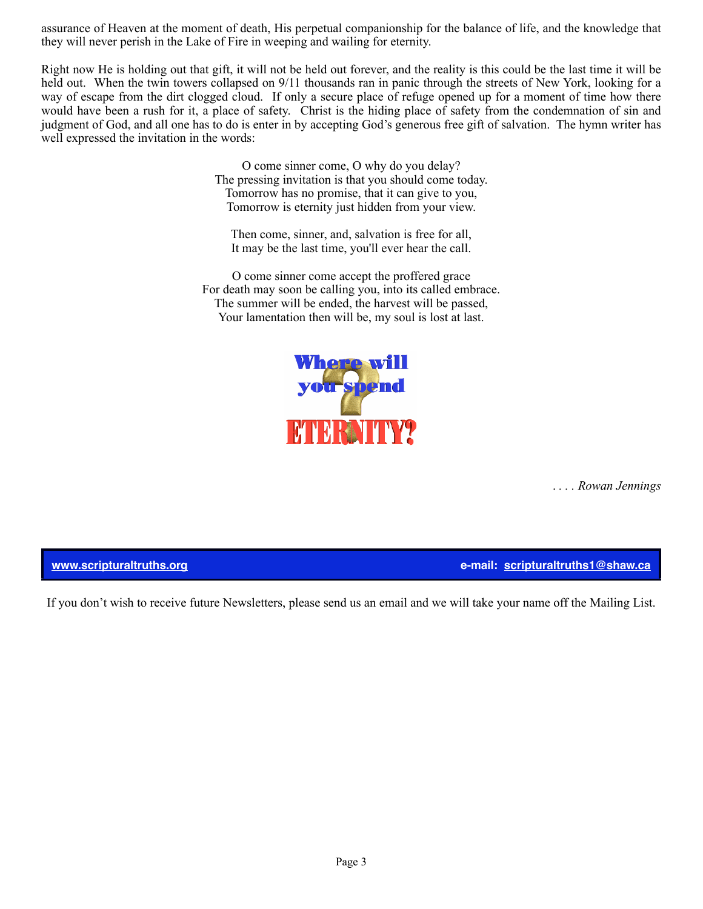assurance of Heaven at the moment of death, His perpetual companionship for the balance of life, and the knowledge that they will never perish in the Lake of Fire in weeping and wailing for eternity.

Right now He is holding out that gift, it will not be held out forever, and the reality is this could be the last time it will be held out. When the twin towers collapsed on 9/11 thousands ran in panic through the streets of New York, looking for a way of escape from the dirt clogged cloud. If only a secure place of refuge opened up for a moment of time how there would have been a rush for it, a place of safety. Christ is the hiding place of safety from the condemnation of sin and judgment of God, and all one has to do is enter in by accepting God's generous free gift of salvation. The hymn writer has well expressed the invitation in the words:

O come sinner come, O why do you delay?
The pressing invitation is that you should come today.
Tomorrow has no promise, that it can give to you,
Tomorrow is eternity just hidden from your view.

Then come, sinner, and, salvation is free for all,
It may be the last time, you'll ever hear the call.

O come sinner come accept the proffered grace
For death may soon be calling you, into its called embrace.
The summer will be ended, the harvest will be passed,
Your lamentation then will be, my soul is lost at last.

Where will you spend ETERNITY?

*. . . . Rowan Jennings*

**www.scripturaltruths.org** **e-mail: scripturaltruths1@shaw.ca**

If you don't wish to receive future Newsletters, please send us an email and we will take your name off the Mailing List.